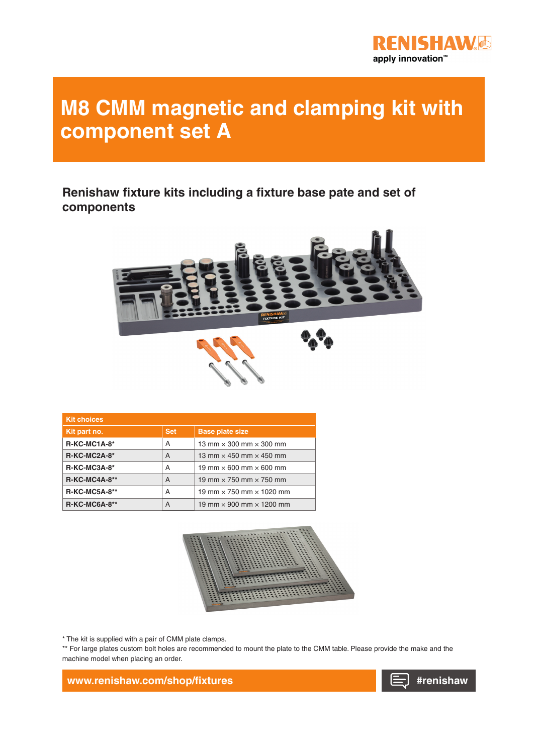# M8 CMM magnetic and clamping kit with component set A

## Renishaw fixture kits including a fixture base pate and set of components

| Kit choices | | |
|---|---|---|
| **Kit part no.** | **Set** | **Base plate size** |
| **R-KC-MC1A-8*** | A | 13 mm × 300 mm × 300 mm |
| **R-KC-MC2A-8*** | A | 13 mm × 450 mm × 450 mm |
| **R-KC-MC3A-8*** | A | 19 mm × 600 mm × 600 mm |
| **R-KC-MC4A-8**** | A | 19 mm × 750 mm × 750 mm |
| **R-KC-MC5A-8**** | A | 19 mm × 750 mm × 1020 mm |
| **R-KC-MC6A-8**** | A | 19 mm × 900 mm × 1200 mm |

* The kit is supplied with a pair of CMM plate clamps.

** For large plates custom bolt holes are recommended to mount the plate to the CMM table. Please provide the make and the machine model when placing an order.

**www.renishaw.com/shop/fixtures** **#renishaw**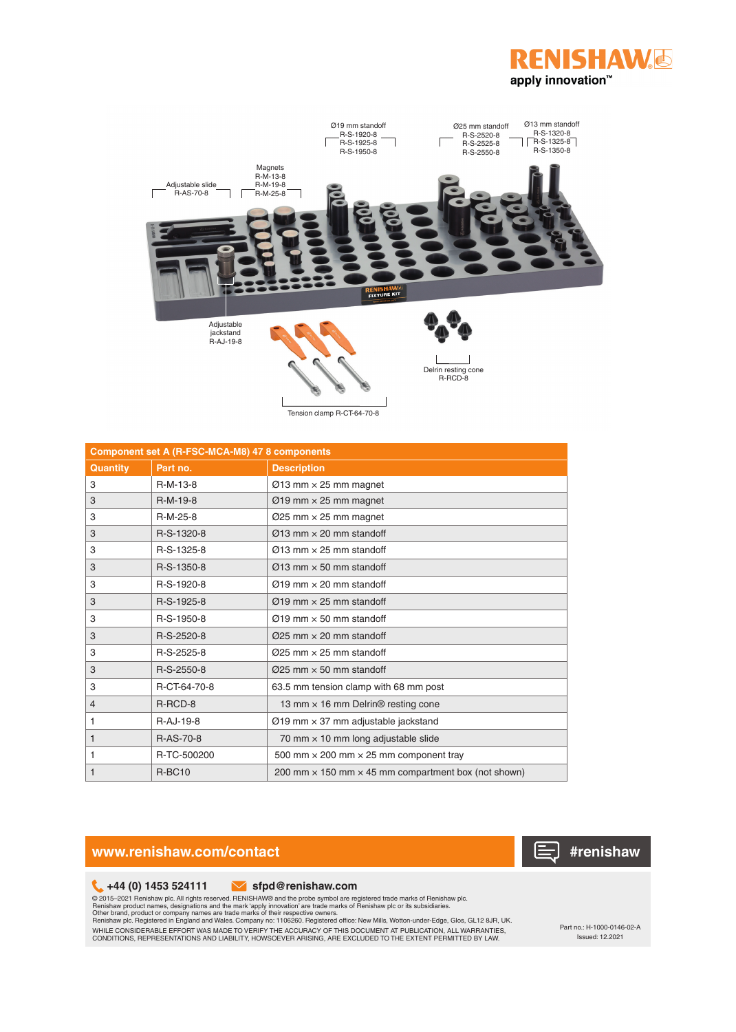RENISHAW
apply innovation™

Ø19 mm standoff
R-S-1920-8
R-S-1925-8
R-S-1950-8

Ø25 mm standoff
R-S-2520-8
R-S-2525-8
R-S-2550-8

Ø13 mm standoff
R-S-1320-8
R-S-1325-8
R-S-1350-8

Magnets
R-M-13-8
R-M-19-8
R-M-25-8

Adjustable slide
R-AS-70-8

Adjustable jackstand
R-AJ-19-8

Delrin resting cone
R-RCD-8

Tension clamp R-CT-64-70-8

| Component set A (R-FSC-MCA-M8) 47 8 components | | |
|---|---|---|
| **Quantity** | **Part no.** | **Description** |
| 3 | R-M-13-8 | Ø13 mm × 25 mm magnet |
| 3 | R-M-19-8 | Ø19 mm × 25 mm magnet |
| 3 | R-M-25-8 | Ø25 mm × 25 mm magnet |
| 3 | R-S-1320-8 | Ø13 mm × 20 mm standoff |
| 3 | R-S-1325-8 | Ø13 mm × 25 mm standoff |
| 3 | R-S-1350-8 | Ø13 mm × 50 mm standoff |
| 3 | R-S-1920-8 | Ø19 mm × 20 mm standoff |
| 3 | R-S-1925-8 | Ø19 mm × 25 mm standoff |
| 3 | R-S-1950-8 | Ø19 mm × 50 mm standoff |
| 3 | R-S-2520-8 | Ø25 mm × 20 mm standoff |
| 3 | R-S-2525-8 | Ø25 mm × 25 mm standoff |
| 3 | R-S-2550-8 | Ø25 mm × 50 mm standoff |
| 3 | R-CT-64-70-8 | 63.5 mm tension clamp with 68 mm post |
| 4 | R-RCD-8 | 13 mm × 16 mm Delrin® resting cone |
| 1 | R-AJ-19-8 | Ø19 mm × 37 mm adjustable jackstand |
| 1 | R-AS-70-8 | 70 mm × 10 mm long adjustable slide |
| 1 | R-TC-500200 | 500 mm × 200 mm × 25 mm component tray |
| 1 | R-BC10 | 200 mm × 150 mm × 45 mm compartment box (not shown) |

**www.renishaw.com/contact**

**#renishaw**

**+44 (0) 1453 524111** **sfpd@renishaw.com**

© 2015–2021 Renishaw plc. All rights reserved. RENISHAW® and the probe symbol are registered trade marks of Renishaw plc.
Renishaw product names, designations and the mark 'apply innovation' are trade marks of Renishaw plc or its subsidiaries.
Other brand, product or company names are trade marks of their respective owners.
Renishaw plc. Registered in England and Wales. Company no: 1106260. Registered office: New Mills, Wotton-under-Edge, Glos, GL12 8JR, UK.

WHILE CONSIDERABLE EFFORT WAS MADE TO VERIFY THE ACCURACY OF THIS DOCUMENT AT PUBLICATION, ALL WARRANTIES, CONDITIONS, REPRESENTATIONS AND LIABILITY, HOWSOEVER ARISING, ARE EXCLUDED TO THE EXTENT PERMITTED BY LAW.

Part no.: H-1000-0146-02-A
Issued: 12.2021